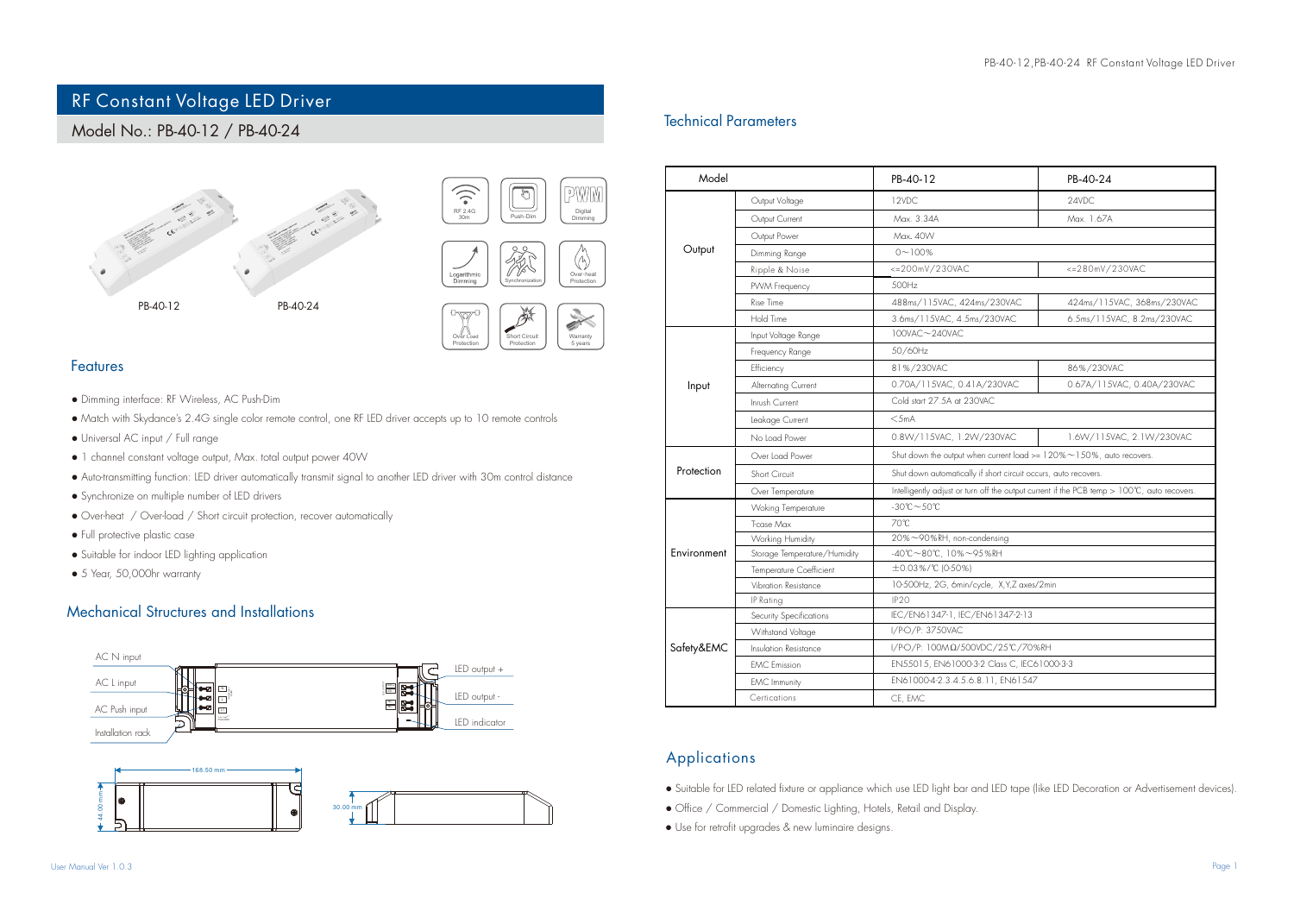# RF Constant Voltage LED Driver

## Model No.: PB-40-12 / PB-40-24

PB-40-12 PB-40-24

RF 2.4G 30m | Push-Dim | Digital Dimming | Logarithmic Dimming | Synchronization | Over-heat Protection | Over Load Protection | Short Circuit Protection | Warranty 5 years

## Features

- Dimming interface: RF Wireless, AC Push-Dim
- Match with Skydance's 2.4G single color remote control, one RF LED driver accepts up to 10 remote controls
- Universal AC input / Full range
- 1 channel constant voltage output, Max. total output power 40W
- Auto-transmitting function: LED driver automatically transmit signal to another LED driver with 30m control distance
- Synchronize on multiple number of LED drivers
- Over-heat / Over-load / Short circuit protection, recover automatically
- Full protective plastic case
- Suitable for indoor LED lighting application
- 5 Year, 50,000hr warranty

## Mechanical Structures and Installations

AC N input
AC L input
AC Push input
Installation rack
LED output +
LED output -
LED indicator

168.50 mm
44.00 mm
30.00 mm

## Technical Parameters

| Model | | PB-40-12 | PB-40-24 |
|---|---|---|---|
| Output | Output Voltage | 12VDC | 24VDC |
| | Output Current | Max. 3.34A | Max. 1.67A |
| | Output Power | Max. 40W | |
| | Dimming Range | 0~100% | |
| | Ripple & Noise | <=200mV/230VAC | <=280mV/230VAC |
| | PWM Frequency | 500Hz | |
| | Rise Time | 488ms/115VAC, 424ms/230VAC | 424ms/115VAC, 368ms/230VAC |
| | Hold Time | 3.6ms/115VAC, 4.5ms/230VAC | 6.5ms/115VAC, 8.2ms/230VAC |
| Input | Input Voltage Range | 100VAC~240VAC | |
| | Frequency Range | 50/60Hz | |
| | Efficiency | 81%/230VAC | 86%/230VAC |
| | Alternating Current | 0.70A/115VAC, 0.41A/230VAC | 0.67A/115VAC, 0.40A/230VAC |
| | Inrush Current | Cold start 27.5A at 230VAC | |
| | Leakage Current | <5mA | |
| | No Load Power | 0.8W/115VAC, 1.2W/230VAC | 1.6W/115VAC, 2.1W/230VAC |
| Protection | Over Load Power | Shut down the output when current load >= 120%~150%, auto recovers. | |
| | Short Circuit | Shut down automatically if short circuit occurs, auto recovers. | |
| | Over Temperature | Intelligently adjust or turn off the output current if the PCB temp > 100℃, auto recovers. | |
| Environment | Woking Temperature | -30℃~50℃ | |
| | T-case Max | 70℃ | |
| | Working Humidity | 20%~90%RH, non-condensing | |
| | Storage Temperature/Humidity | -40℃~80℃, 10%~95%RH | |
| | Temperature Coefficient | ±0.03%/℃ (0-50%) | |
| | Vibration Resistance | 10-500Hz, 2G, 6min/cycle, X,Y,Z axes/2min | |
| | IP Rating | IP20 | |
| Safety&EMC | Security Specifications | IEC/EN61347-1, IEC/EN61347-2-13 | |
| | Withstand Voltage | I/P-O/P: 3750VAC | |
| | Insulation Resistance | I/P-O/P: 100MΩ/500VDC/25℃/70%RH | |
| | EMC Emission | EN55015, EN61000-3-2 Class C, IEC61000-3-3 | |
| | EMC Immunity | EN61000-4-2.3.4.5.6.8.11, EN61547 | |
| | Certications | CE, EMC | |

## Applications

- Suitable for LED related fixture or appliance which use LED light bar and LED tape (like LED Decoration or Advertisement devices).
- Office / Commercial / Domestic Lighting, Hotels, Retail and Display.
- Use for retrofit upgrades & new luminaire designs.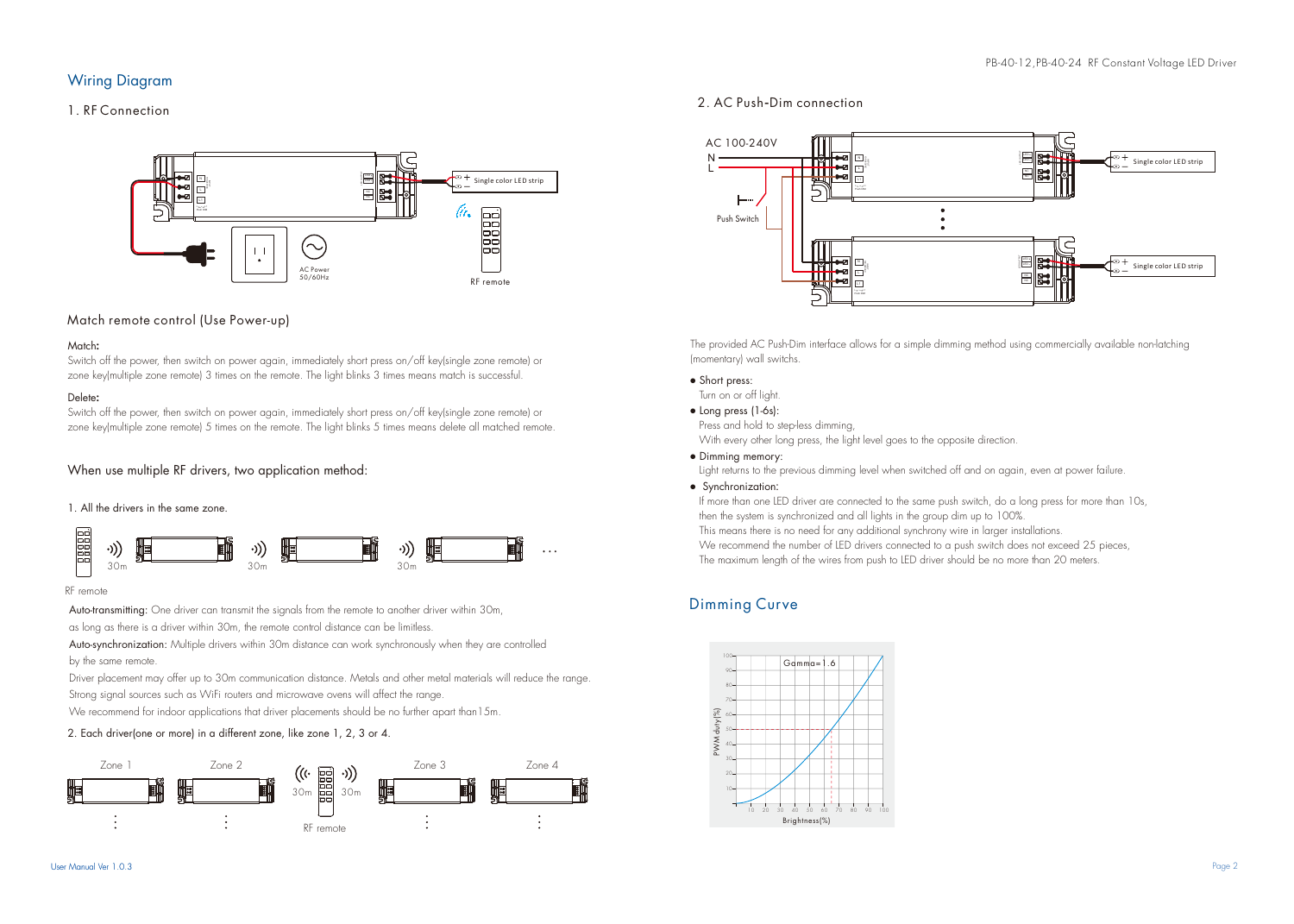## Wiring Diagram

### 1. RF Connection

Single color LED strip

AC Power
50/60Hz

RF remote

### Match remote control (Use Power-up)

**Match:**

Switch off the power, then switch on power again, immediately short press on/off key(single zone remote) or zone key(multiple zone remote) 3 times on the remote. The light blinks 3 times means match is successful.

**Delete:**

Switch off the power, then switch on power again, immediately short press on/off key(single zone remote) or zone key(multiple zone remote) 5 times on the remote. The light blinks 5 times means delete all matched remote.

### When use multiple RF drivers, two application method:

1. All the drivers in the same zone.

30m 30m 30m …

RF remote

**Auto-transmitting:** One driver can transmit the signals from the remote to another driver within 30m, as long as there is a driver within 30m, the remote control distance can be limitless.

**Auto-synchronization:** Multiple drivers within 30m distance can work synchronously when they are controlled by the same remote.

Driver placement may offer up to 30m communication distance. Metals and other metal materials will reduce the range. Strong signal sources such as WiFi routers and microwave ovens will affect the range.

We recommend for indoor applications that driver placements should be no further apart than15m.

2. Each driver(one or more) in a different zone, like zone 1, 2, 3 or 4.

Zone 1 Zone 2 30m 30m Zone 3 Zone 4

RF remote

### 2. AC Push-Dim connection

AC 100-240V

N

L

Push Switch

Single color LED strip

Single color LED strip

The provided AC Push-Dim interface allows for a simple dimming method using commercially available non-latching (momentary) wall switchs.

- Short press:
  Turn on or off light.
- Long press (1-6s):
  Press and hold to step-less dimming,
  With every other long press, the light level goes to the opposite direction.
- Dimming memory:
  Light returns to the previous dimming level when switched off and on again, even at power failure.
- Synchronization:
  If more than one LED driver are connected to the same push switch, do a long press for more than 10s, then the system is synchronized and all lights in the group dim up to 100%.
  This means there is no need for any additional synchrony wire in larger installations.
  We recommend the number of LED drivers connected to a push switch does not exceed 25 pieces,
  The maximum length of the wires from push to LED driver should be no more than 20 meters.

## Dimming Curve

Gamma=1.6

PWM duty(%)

100
90
80
70
60
50
40
30
20
10

10 20 30 40 50 60 70 80 90 100

Brightness(%)